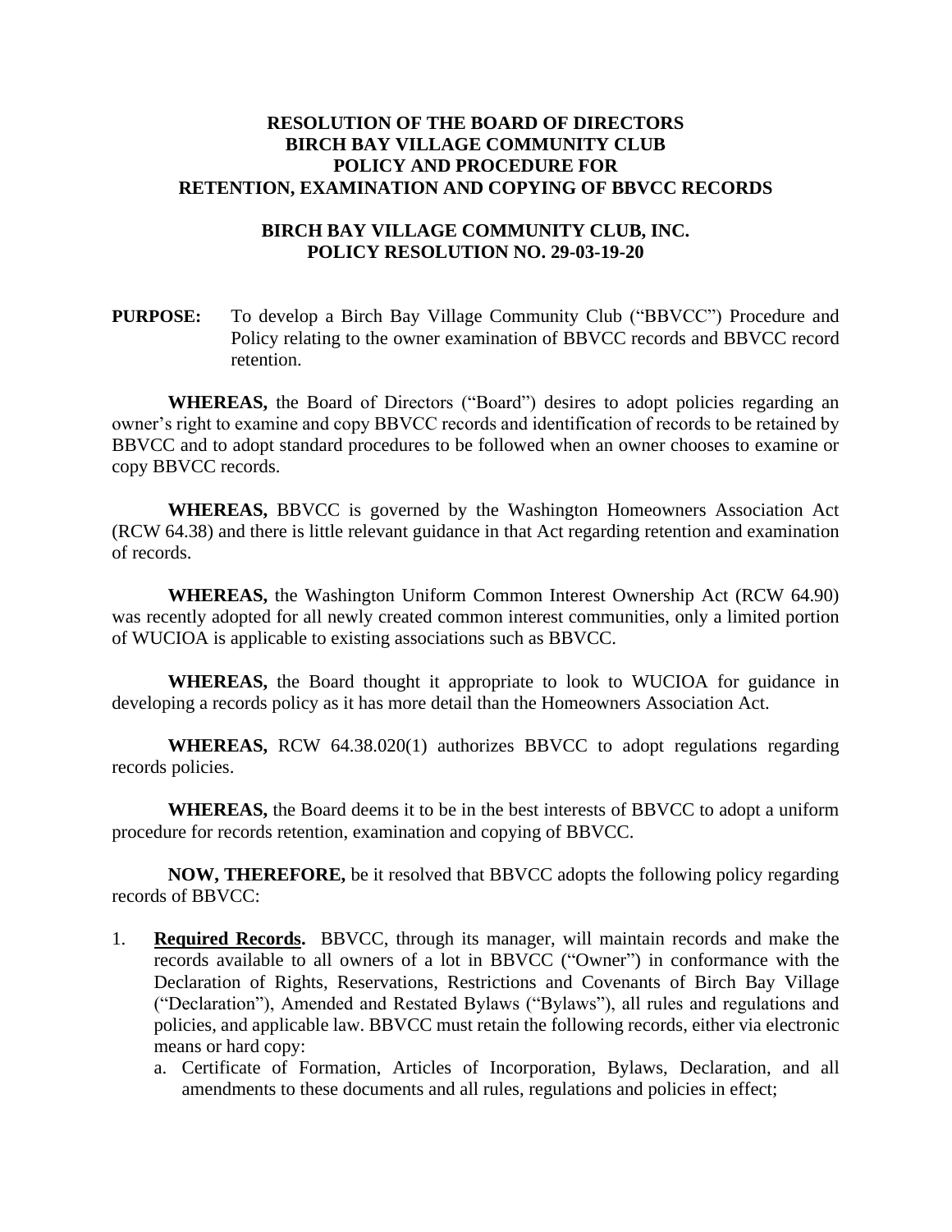# RESOLUTION OF THE BOARD OF DIRECTORS
# BIRCH BAY VILLAGE COMMUNITY CLUB
# POLICY AND PROCEDURE FOR
# RETENTION, EXAMINATION AND COPYING OF BBVCC RECORDS

## BIRCH BAY VILLAGE COMMUNITY CLUB, INC.
## POLICY RESOLUTION NO. 29-03-19-20

**PURPOSE:** To develop a Birch Bay Village Community Club ("BBVCC") Procedure and Policy relating to the owner examination of BBVCC records and BBVCC record retention.

**WHEREAS,** the Board of Directors ("Board") desires to adopt policies regarding an owner's right to examine and copy BBVCC records and identification of records to be retained by BBVCC and to adopt standard procedures to be followed when an owner chooses to examine or copy BBVCC records.

**WHEREAS,** BBVCC is governed by the Washington Homeowners Association Act (RCW 64.38) and there is little relevant guidance in that Act regarding retention and examination of records.

**WHEREAS,** the Washington Uniform Common Interest Ownership Act (RCW 64.90) was recently adopted for all newly created common interest communities, only a limited portion of WUCIOA is applicable to existing associations such as BBVCC.

**WHEREAS,** the Board thought it appropriate to look to WUCIOA for guidance in developing a records policy as it has more detail than the Homeowners Association Act.

**WHEREAS,** RCW 64.38.020(1) authorizes BBVCC to adopt regulations regarding records policies.

**WHEREAS,** the Board deems it to be in the best interests of BBVCC to adopt a uniform procedure for records retention, examination and copying of BBVCC.

**NOW, THEREFORE,** be it resolved that BBVCC adopts the following policy regarding records of BBVCC:

1. **<u>Required Records</u>.** BBVCC, through its manager, will maintain records and make the records available to all owners of a lot in BBVCC ("Owner") in conformance with the Declaration of Rights, Reservations, Restrictions and Covenants of Birch Bay Village ("Declaration"), Amended and Restated Bylaws ("Bylaws"), all rules and regulations and policies, and applicable law. BBVCC must retain the following records, either via electronic means or hard copy:
   a. Certificate of Formation, Articles of Incorporation, Bylaws, Declaration, and all amendments to these documents and all rules, regulations and policies in effect;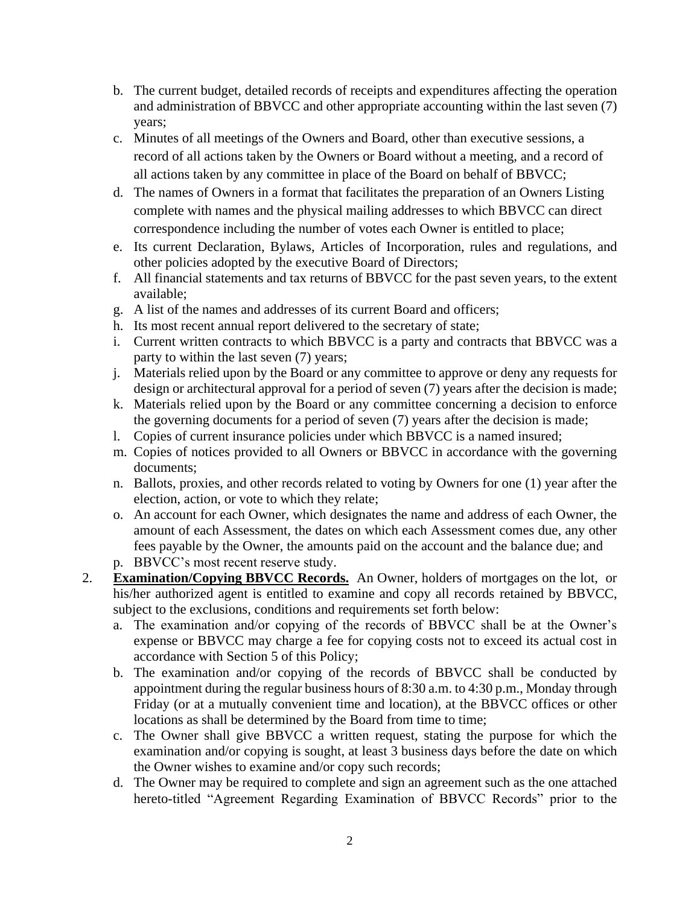b. The current budget, detailed records of receipts and expenditures affecting the operation and administration of BBVCC and other appropriate accounting within the last seven (7) years;
c. Minutes of all meetings of the Owners and Board, other than executive sessions, a record of all actions taken by the Owners or Board without a meeting, and a record of all actions taken by any committee in place of the Board on behalf of BBVCC;
d. The names of Owners in a format that facilitates the preparation of an Owners Listing complete with names and the physical mailing addresses to which BBVCC can direct correspondence including the number of votes each Owner is entitled to place;
e. Its current Declaration, Bylaws, Articles of Incorporation, rules and regulations, and other policies adopted by the executive Board of Directors;
f. All financial statements and tax returns of BBVCC for the past seven years, to the extent available;
g. A list of the names and addresses of its current Board and officers;
h. Its most recent annual report delivered to the secretary of state;
i. Current written contracts to which BBVCC is a party and contracts that BBVCC was a party to within the last seven (7) years;
j. Materials relied upon by the Board or any committee to approve or deny any requests for design or architectural approval for a period of seven (7) years after the decision is made;
k. Materials relied upon by the Board or any committee concerning a decision to enforce the governing documents for a period of seven (7) years after the decision is made;
l. Copies of current insurance policies under which BBVCC is a named insured;
m. Copies of notices provided to all Owners or BBVCC in accordance with the governing documents;
n. Ballots, proxies, and other records related to voting by Owners for one (1) year after the election, action, or vote to which they relate;
o. An account for each Owner, which designates the name and address of each Owner, the amount of each Assessment, the dates on which each Assessment comes due, any other fees payable by the Owner, the amounts paid on the account and the balance due; and
p. BBVCC's most recent reserve study.

2. **<u>Examination/Copying BBVCC Records.</u>** An Owner, holders of mortgages on the lot, or his/her authorized agent is entitled to examine and copy all records retained by BBVCC, subject to the exclusions, conditions and requirements set forth below:
   a. The examination and/or copying of the records of BBVCC shall be at the Owner's expense or BBVCC may charge a fee for copying costs not to exceed its actual cost in accordance with Section 5 of this Policy;
   b. The examination and/or copying of the records of BBVCC shall be conducted by appointment during the regular business hours of 8:30 a.m. to 4:30 p.m., Monday through Friday (or at a mutually convenient time and location), at the BBVCC offices or other locations as shall be determined by the Board from time to time;
   c. The Owner shall give BBVCC a written request, stating the purpose for which the examination and/or copying is sought, at least 3 business days before the date on which the Owner wishes to examine and/or copy such records;
   d. The Owner may be required to complete and sign an agreement such as the one attached hereto-titled "Agreement Regarding Examination of BBVCC Records" prior to the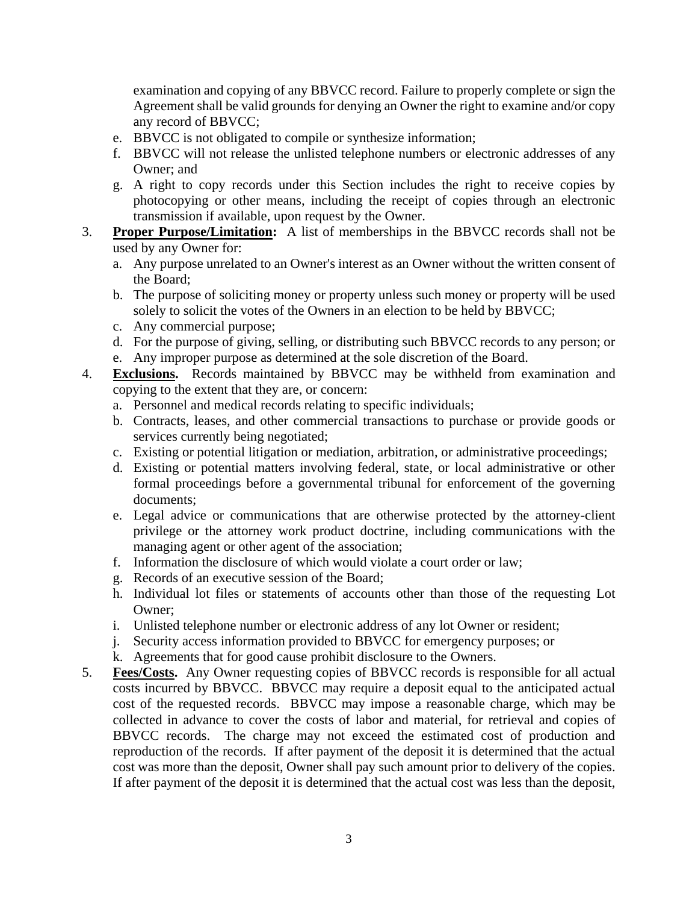examination and copying of any BBVCC record. Failure to properly complete or sign the Agreement shall be valid grounds for denying an Owner the right to examine and/or copy any record of BBVCC;

  e. BBVCC is not obligated to compile or synthesize information;
  f. BBVCC will not release the unlisted telephone numbers or electronic addresses of any Owner; and
  g. A right to copy records under this Section includes the right to receive copies by photocopying or other means, including the receipt of copies through an electronic transmission if available, upon request by the Owner.

3. **Proper Purpose/Limitation:** A list of memberships in the BBVCC records shall not be used by any Owner for:
   a. Any purpose unrelated to an Owner's interest as an Owner without the written consent of the Board;
   b. The purpose of soliciting money or property unless such money or property will be used solely to solicit the votes of the Owners in an election to be held by BBVCC;
   c. Any commercial purpose;
   d. For the purpose of giving, selling, or distributing such BBVCC records to any person; or
   e. Any improper purpose as determined at the sole discretion of the Board.

4. **Exclusions.** Records maintained by BBVCC may be withheld from examination and copying to the extent that they are, or concern:
   a. Personnel and medical records relating to specific individuals;
   b. Contracts, leases, and other commercial transactions to purchase or provide goods or services currently being negotiated;
   c. Existing or potential litigation or mediation, arbitration, or administrative proceedings;
   d. Existing or potential matters involving federal, state, or local administrative or other formal proceedings before a governmental tribunal for enforcement of the governing documents;
   e. Legal advice or communications that are otherwise protected by the attorney-client privilege or the attorney work product doctrine, including communications with the managing agent or other agent of the association;
   f. Information the disclosure of which would violate a court order or law;
   g. Records of an executive session of the Board;
   h. Individual lot files or statements of accounts other than those of the requesting Lot Owner;
   i. Unlisted telephone number or electronic address of any lot Owner or resident;
   j. Security access information provided to BBVCC for emergency purposes; or
   k. Agreements that for good cause prohibit disclosure to the Owners.

5. **Fees/Costs.** Any Owner requesting copies of BBVCC records is responsible for all actual costs incurred by BBVCC. BBVCC may require a deposit equal to the anticipated actual cost of the requested records. BBVCC may impose a reasonable charge, which may be collected in advance to cover the costs of labor and material, for retrieval and copies of BBVCC records. The charge may not exceed the estimated cost of production and reproduction of the records. If after payment of the deposit it is determined that the actual cost was more than the deposit, Owner shall pay such amount prior to delivery of the copies. If after payment of the deposit it is determined that the actual cost was less than the deposit,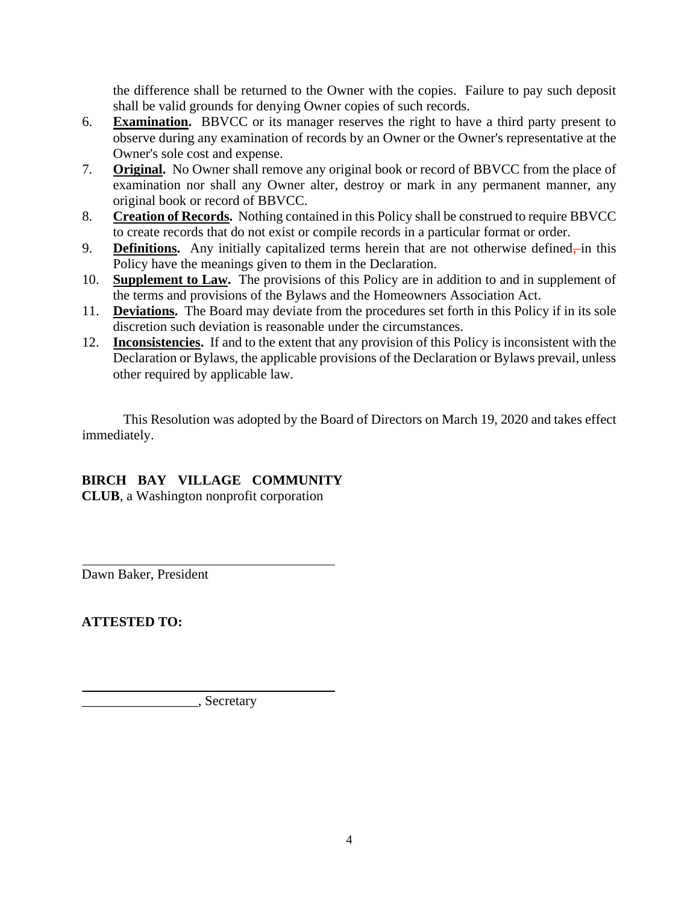the difference shall be returned to the Owner with the copies. Failure to pay such deposit shall be valid grounds for denying Owner copies of such records.

6. **Examination.** BBVCC or its manager reserves the right to have a third party present to observe during any examination of records by an Owner or the Owner's representative at the Owner's sole cost and expense.
7. **Original.** No Owner shall remove any original book or record of BBVCC from the place of examination nor shall any Owner alter, destroy or mark in any permanent manner, any original book or record of BBVCC.
8. **Creation of Records.** Nothing contained in this Policy shall be construed to require BBVCC to create records that do not exist or compile records in a particular format or order.
9. **Definitions.** Any initially capitalized terms herein that are not otherwise defined, in this Policy have the meanings given to them in the Declaration.
10. **Supplement to Law.** The provisions of this Policy are in addition to and in supplement of the terms and provisions of the Bylaws and the Homeowners Association Act.
11. **Deviations.** The Board may deviate from the procedures set forth in this Policy if in its sole discretion such deviation is reasonable under the circumstances.
12. **Inconsistencies.** If and to the extent that any provision of this Policy is inconsistent with the Declaration or Bylaws, the applicable provisions of the Declaration or Bylaws prevail, unless other required by applicable law.

This Resolution was adopted by the Board of Directors on March 19, 2020 and takes effect immediately.

**BIRCH BAY VILLAGE COMMUNITY CLUB**, a Washington nonprofit corporation

______________________________________

Dawn Baker, President

**ATTESTED TO:**

______________________________________

_________________, Secretary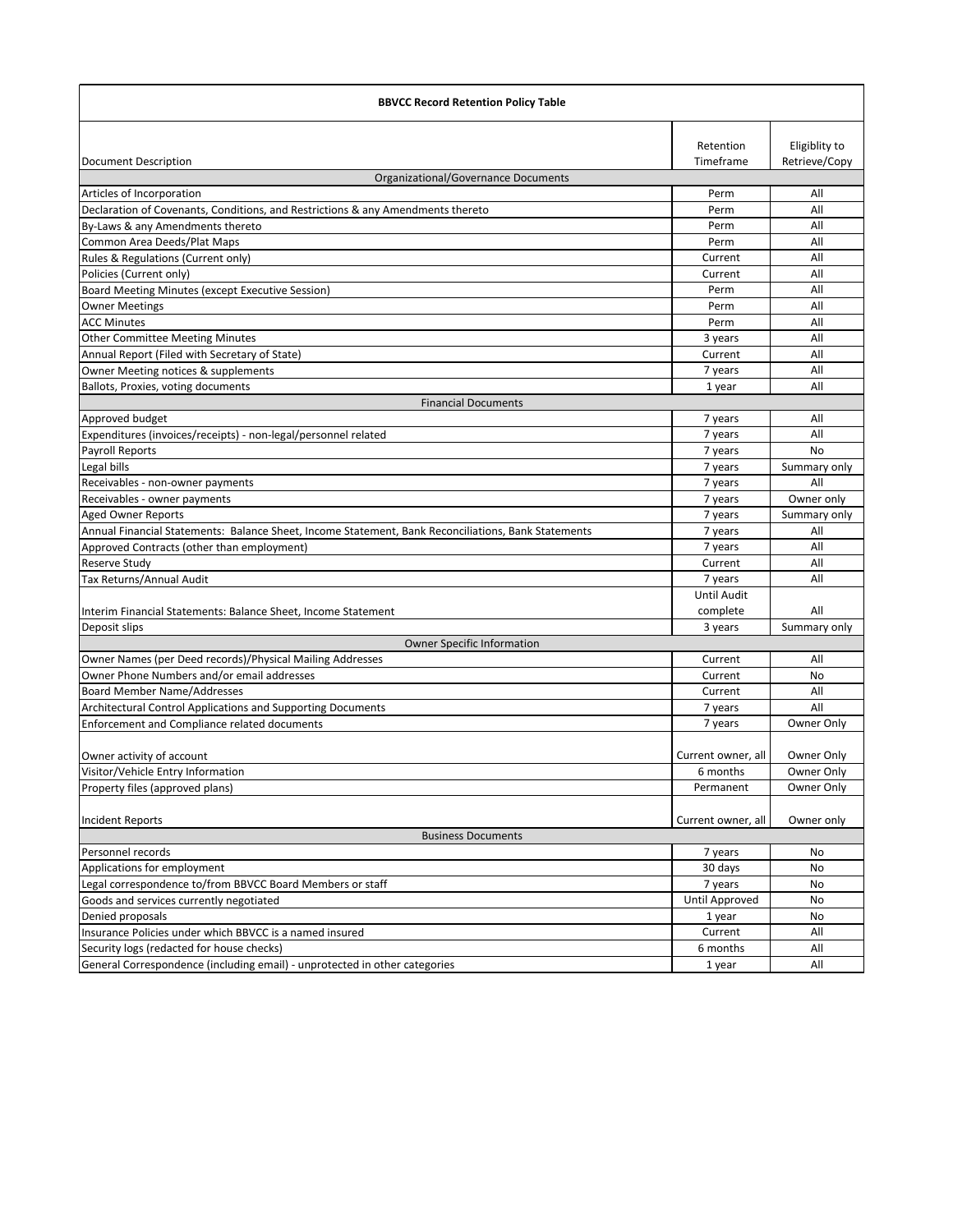**BBVCC Record Retention Policy Table**

| Document Description | Retention Timeframe | Eligiblity to Retrieve/Copy |
|---|---|---|
| **Organizational/Governance Documents** | | |
| Articles of Incorporation | Perm | All |
| Declaration of Covenants, Conditions, and Restrictions & any Amendments thereto | Perm | All |
| By-Laws & any Amendments thereto | Perm | All |
| Common Area Deeds/Plat Maps | Perm | All |
| Rules & Regulations (Current only) | Current | All |
| Policies (Current only) | Current | All |
| Board Meeting Minutes (except Executive Session) | Perm | All |
| Owner Meetings | Perm | All |
| ACC Minutes | Perm | All |
| Other Committee Meeting Minutes | 3 years | All |
| Annual Report (Filed with Secretary of State) | Current | All |
| Owner Meeting notices & supplements | 7 years | All |
| Ballots, Proxies, voting documents | 1 year | All |
| **Financial Documents** | | |
| Approved budget | 7 years | All |
| Expenditures (invoices/receipts) - non-legal/personnel related | 7 years | All |
| Payroll Reports | 7 years | No |
| Legal bills | 7 years | Summary only |
| Receivables - non-owner payments | 7 years | All |
| Receivables - owner payments | 7 years | Owner only |
| Aged Owner Reports | 7 years | Summary only |
| Annual Financial Statements: Balance Sheet, Income Statement, Bank Reconciliations, Bank Statements | 7 years | All |
| Approved Contracts (other than employment) | 7 years | All |
| Reserve Study | Current | All |
| Tax Returns/Annual Audit | 7 years | All |
| Interim Financial Statements: Balance Sheet, Income Statement | Until Audit complete | All |
| Deposit slips | 3 years | Summary only |
| **Owner Specific Information** | | |
| Owner Names (per Deed records)/Physical Mailing Addresses | Current | All |
| Owner Phone Numbers and/or email addresses | Current | No |
| Board Member Name/Addresses | Current | All |
| Architectural Control Applications and Supporting Documents | 7 years | All |
| Enforcement and Compliance related documents | 7 years | Owner Only |
| Owner activity of account | Current owner, all | Owner Only |
| Visitor/Vehicle Entry Information | 6 months | Owner Only |
| Property files (approved plans) | Permanent | Owner Only |
| Incident Reports | Current owner, all | Owner only |
| **Business Documents** | | |
| Personnel records | 7 years | No |
| Applications for employment | 30 days | No |
| Legal correspondence to/from BBVCC Board Members or staff | 7 years | No |
| Goods and services currently negotiated | Until Approved | No |
| Denied proposals | 1 year | No |
| Insurance Policies under which BBVCC is a named insured | Current | All |
| Security logs (redacted for house checks) | 6 months | All |
| General Correspondence (including email) - unprotected in other categories | 1 year | All |